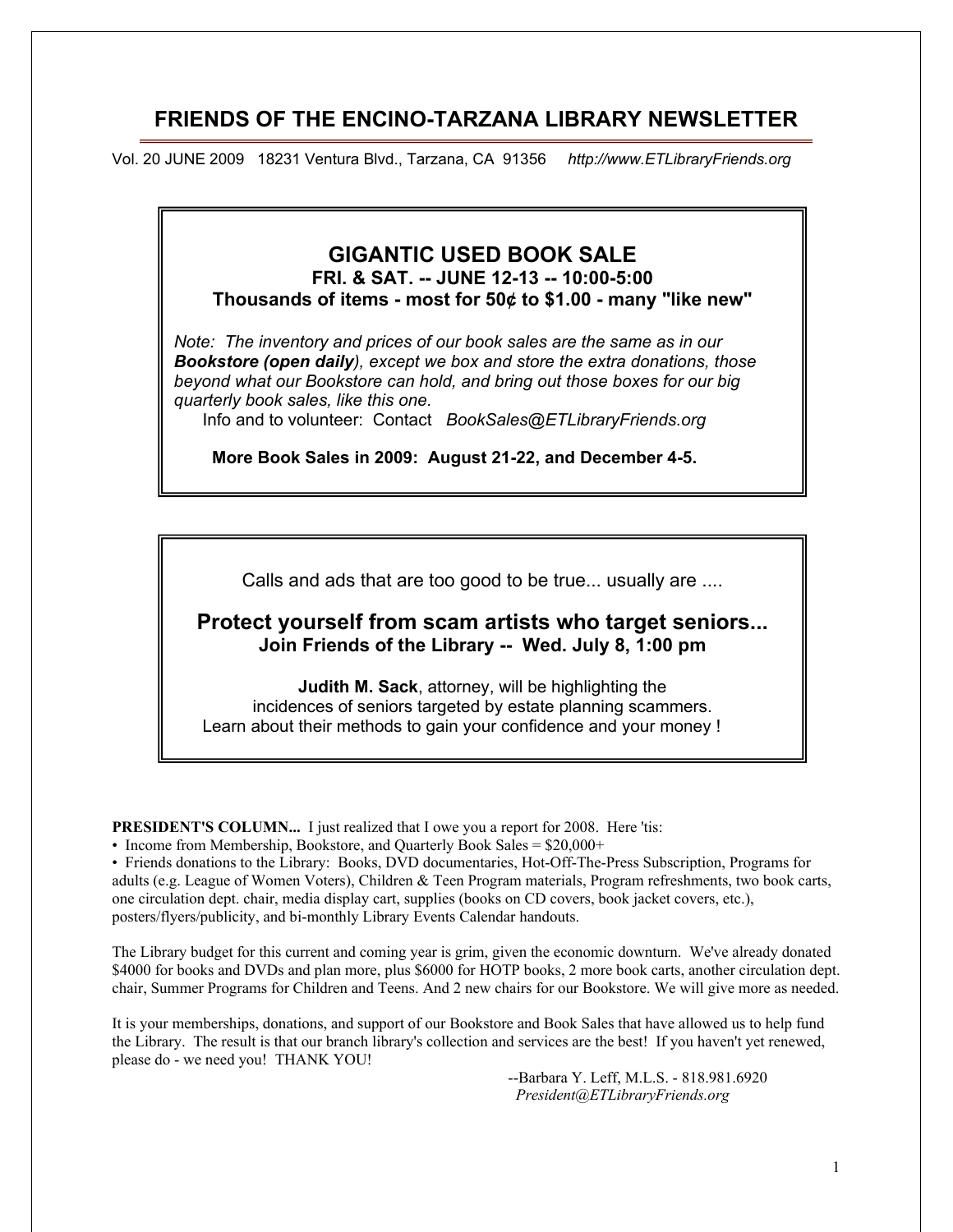# FRIENDS OF THE ENCINO-TARZANA LIBRARY NEWSLETTER

Vol. 20 JUNE 2009 18231 Ventura Blvd., Tarzana, CA 91356 *http://www.ETLibraryFriends.org*

## GIGANTIC USED BOOK SALE

**FRI. & SAT. -- JUNE 12-13 -- 10:00-5:00**

**Thousands of items - most for 50¢ to $1.00 - many "like new"**

*Note: The inventory and prices of our book sales are the same as in our **Bookstore (open daily)**, except we box and store the extra donations, those beyond what our Bookstore can hold, and bring out those boxes for our big quarterly book sales, like this one.*

Info and to volunteer: Contact *BookSales@ETLibraryFriends.org*

**More Book Sales in 2009: August 21-22, and December 4-5.**

---

Calls and ads that are too good to be true... usually are ....

## Protect yourself from scam artists who target seniors...

**Join Friends of the Library -- Wed. July 8, 1:00 pm**

**Judith M. Sack**, attorney, will be highlighting the incidences of seniors targeted by estate planning scammers. Learn about their methods to gain your confidence and your money !

---

**PRESIDENT'S COLUMN...** I just realized that I owe you a report for 2008. Here 'tis:

- Income from Membership, Bookstore, and Quarterly Book Sales = $20,000+
- Friends donations to the Library: Books, DVD documentaries, Hot-Off-The-Press Subscription, Programs for adults (e.g. League of Women Voters), Children & Teen Program materials, Program refreshments, two book carts, one circulation dept. chair, media display cart, supplies (books on CD covers, book jacket covers, etc.), posters/flyers/publicity, and bi-monthly Library Events Calendar handouts.

The Library budget for this current and coming year is grim, given the economic downturn. We've already donated $4000 for books and DVDs and plan more, plus $6000 for HOTP books, 2 more book carts, another circulation dept. chair, Summer Programs for Children and Teens. And 2 new chairs for our Bookstore. We will give more as needed.

It is your memberships, donations, and support of our Bookstore and Book Sales that have allowed us to help fund the Library. The result is that our branch library's collection and services are the best! If you haven't yet renewed, please do - we need you! THANK YOU!

--Barbara Y. Leff, M.L.S. - 818.981.6920
*President@ETLibraryFriends.org*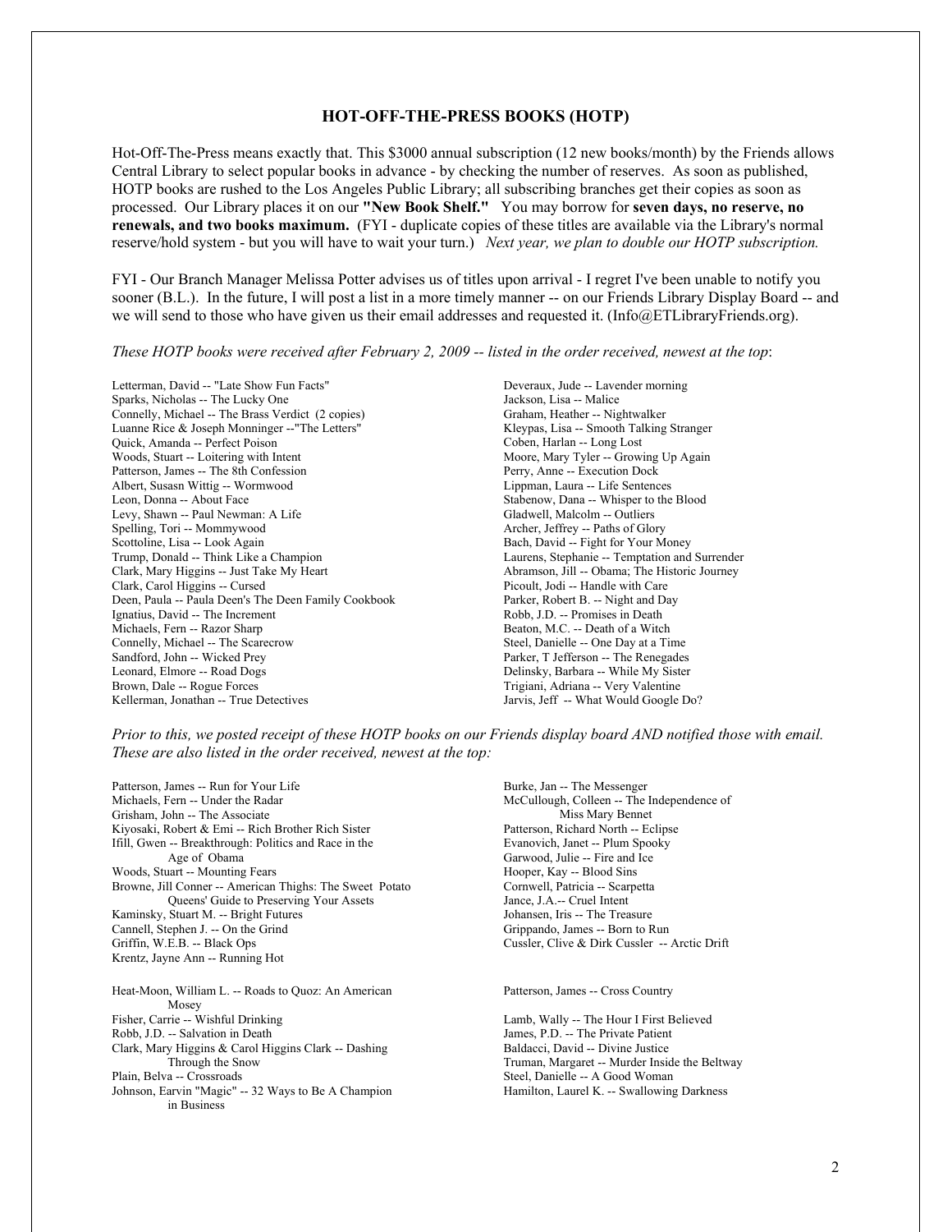## HOT-OFF-THE-PRESS BOOKS (HOTP)

Hot-Off-The-Press means exactly that. This $3000 annual subscription (12 new books/month) by the Friends allows Central Library to select popular books in advance - by checking the number of reserves. As soon as published, HOTP books are rushed to the Los Angeles Public Library; all subscribing branches get their copies as soon as processed. Our Library places it on our **"New Book Shelf."** You may borrow for **seven days, no reserve, no renewals, and two books maximum.** (FYI - duplicate copies of these titles are available via the Library's normal reserve/hold system - but you will have to wait your turn.) *Next year, we plan to double our HOTP subscription.*

FYI - Our Branch Manager Melissa Potter advises us of titles upon arrival - I regret I've been unable to notify you sooner (B.L.). In the future, I will post a list in a more timely manner -- on our Friends Library Display Board -- and we will send to those who have given us their email addresses and requested it. (Info@ETLibraryFriends.org).

*These HOTP books were received after February 2, 2009 -- listed in the order received, newest at the top*:

Letterman, David -- "Late Show Fun Facts"
Sparks, Nicholas -- The Lucky One
Connelly, Michael -- The Brass Verdict (2 copies)
Luanne Rice & Joseph Monninger --"The Letters"
Quick, Amanda -- Perfect Poison
Woods, Stuart -- Loitering with Intent
Patterson, James -- The 8th Confession
Albert, Susasn Wittig -- Wormwood
Leon, Donna -- About Face
Levy, Shawn -- Paul Newman: A Life
Spelling, Tori -- Mommywood
Scottoline, Lisa -- Look Again
Trump, Donald -- Think Like a Champion
Clark, Mary Higgins -- Just Take My Heart
Clark, Carol Higgins -- Cursed
Deen, Paula -- Paula Deen's The Deen Family Cookbook
Ignatius, David -- The Increment
Michaels, Fern -- Razor Sharp
Connelly, Michael -- The Scarecrow
Sandford, John -- Wicked Prey
Leonard, Elmore -- Road Dogs
Brown, Dale -- Rogue Forces
Kellerman, Jonathan -- True Detectives
Deveraux, Jude -- Lavender morning
Jackson, Lisa -- Malice
Graham, Heather -- Nightwalker
Kleypas, Lisa -- Smooth Talking Stranger
Coben, Harlan -- Long Lost
Moore, Mary Tyler -- Growing Up Again
Perry, Anne -- Execution Dock
Lippman, Laura -- Life Sentences
Stabenow, Dana -- Whisper to the Blood
Gladwell, Malcolm -- Outliers
Archer, Jeffrey -- Paths of Glory
Bach, David -- Fight for Your Money
Laurens, Stephanie -- Temptation and Surrender
Abramson, Jill -- Obama; The Historic Journey
Picoult, Jodi -- Handle with Care
Parker, Robert B. -- Night and Day
Robb, J.D. -- Promises in Death
Beaton, M.C. -- Death of a Witch
Steel, Danielle -- One Day at a Time
Parker, T Jefferson -- The Renegades
Delinsky, Barbara -- While My Sister
Trigiani, Adriana -- Very Valentine
Jarvis, Jeff -- What Would Google Do?

*Prior to this, we posted receipt of these HOTP books on our Friends display board AND notified those with email. These are also listed in the order received, newest at the top:*

Patterson, James -- Run for Your Life
Michaels, Fern -- Under the Radar
Grisham, John -- The Associate
Kiyosaki, Robert & Emi -- Rich Brother Rich Sister
Ifill, Gwen -- Breakthrough: Politics and Race in the Age of Obama
Woods, Stuart -- Mounting Fears
Browne, Jill Conner -- American Thighs: The Sweet Potato Queens' Guide to Preserving Your Assets
Kaminsky, Stuart M. -- Bright Futures
Cannell, Stephen J. -- On the Grind
Griffin, W.E.B. -- Black Ops
Krentz, Jayne Ann -- Running Hot
Burke, Jan -- The Messenger
McCullough, Colleen -- The Independence of Miss Mary Bennet
Patterson, Richard North -- Eclipse
Evanovich, Janet -- Plum Spooky
Garwood, Julie -- Fire and Ice
Hooper, Kay -- Blood Sins
Cornwell, Patricia -- Scarpetta
Jance, J.A.-- Cruel Intent
Johansen, Iris -- The Treasure
Grippando, James -- Born to Run
Cussler, Clive & Dirk Cussler -- Arctic Drift

Heat-Moon, William L. -- Roads to Quoz: An American Mosey
Fisher, Carrie -- Wishful Drinking
Robb, J.D. -- Salvation in Death
Clark, Mary Higgins & Carol Higgins Clark -- Dashing Through the Snow
Plain, Belva -- Crossroads
Johnson, Earvin "Magic" -- 32 Ways to Be A Champion in Business
Patterson, James -- Cross Country
Lamb, Wally -- The Hour I First Believed
James, P.D. -- The Private Patient
Baldacci, David -- Divine Justice
Truman, Margaret -- Murder Inside the Beltway
Steel, Danielle -- A Good Woman
Hamilton, Laurel K. -- Swallowing Darkness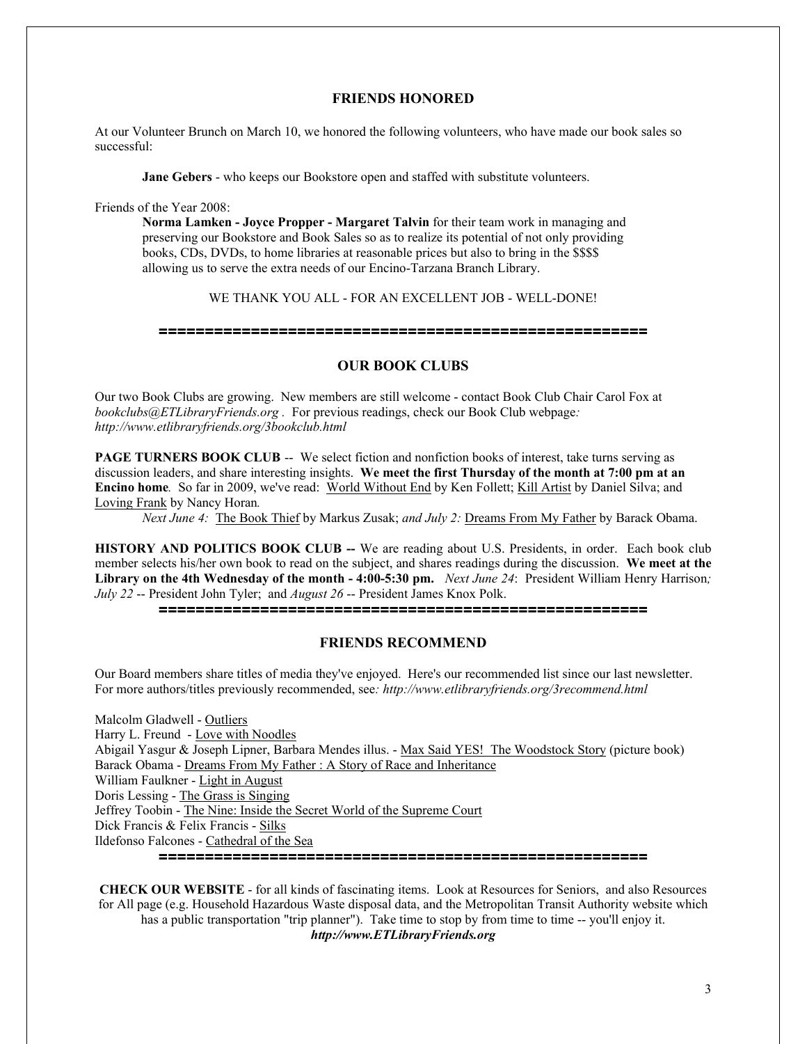## FRIENDS HONORED

At our Volunteer Brunch on March 10, we honored the following volunteers, who have made our book sales so successful:

**Jane Gebers** - who keeps our Bookstore open and staffed with substitute volunteers.

Friends of the Year 2008:

**Norma Lamken - Joyce Propper - Margaret Talvin** for their team work in managing and preserving our Bookstore and Book Sales so as to realize its potential of not only providing books, CDs, DVDs, to home libraries at reasonable prices but also to bring in the $$$$ allowing us to serve the extra needs of our Encino-Tarzana Branch Library.

WE THANK YOU ALL - FOR AN EXCELLENT JOB - WELL-DONE!

====================================================

## OUR BOOK CLUBS

Our two Book Clubs are growing. New members are still welcome - contact Book Club Chair Carol Fox at *bookclubs@ETLibraryFriends.org* . For previous readings, check our Book Club webpage*: http://www.etlibraryfriends.org/3bookclub.html*

**PAGE TURNERS BOOK CLUB** -- We select fiction and nonfiction books of interest, take turns serving as discussion leaders, and share interesting insights. **We meet the first Thursday of the month at 7:00 pm at an Encino home***.* So far in 2009, we've read: World Without End by Ken Follett; Kill Artist by Daniel Silva; and Loving Frank by Nancy Horan*.*

*Next June 4:* The Book Thief by Markus Zusak; *and July 2:* Dreams From My Father by Barack Obama.

**HISTORY AND POLITICS BOOK CLUB --** We are reading about U.S. Presidents, in order. Each book club member selects his/her own book to read on the subject, and shares readings during the discussion. **We meet at the Library on the 4th Wednesday of the month - 4:00-5:30 pm.** *Next June 24*: President William Henry Harrison*; July 22* -- President John Tyler; and *August 26* -- President James Knox Polk.

====================================================

## FRIENDS RECOMMEND

Our Board members share titles of media they've enjoyed. Here's our recommended list since our last newsletter. For more authors/titles previously recommended, see*: http://www.etlibraryfriends.org/3recommend.html*

Malcolm Gladwell - Outliers  
Harry L. Freund - Love with Noodles  
Abigail Yasgur & Joseph Lipner, Barbara Mendes illus. - Max Said YES! The Woodstock Story (picture book)  
Barack Obama - Dreams From My Father : A Story of Race and Inheritance  
William Faulkner - Light in August  
Doris Lessing - The Grass is Singing  
Jeffrey Toobin - The Nine: Inside the Secret World of the Supreme Court  
Dick Francis & Felix Francis - Silks  
Ildefonso Falcones - Cathedral of the Sea

====================================================

**CHECK OUR WEBSITE** - for all kinds of fascinating items. Look at Resources for Seniors, and also Resources for All page (e.g. Household Hazardous Waste disposal data, and the Metropolitan Transit Authority website which has a public transportation "trip planner"). Take time to stop by from time to time -- you'll enjoy it.

***http://www.ETLibraryFriends.org***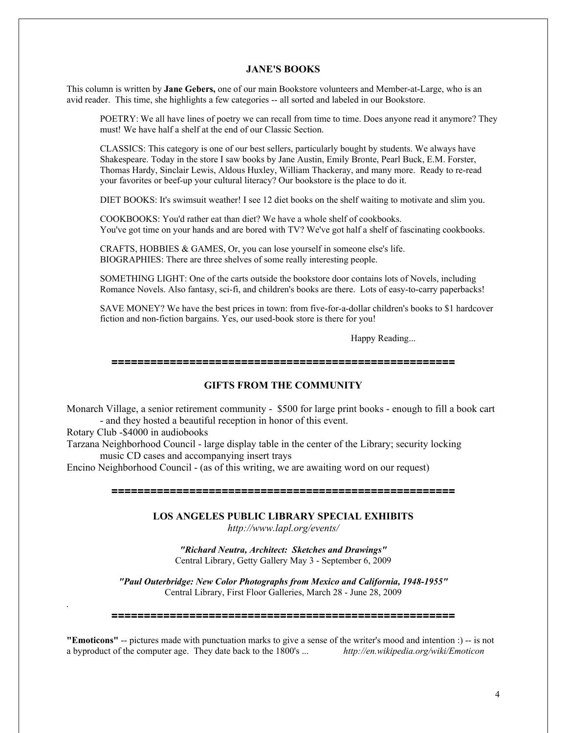## JANE'S BOOKS

This column is written by **Jane Gebers,** one of our main Bookstore volunteers and Member-at-Large, who is an avid reader. This time, she highlights a few categories -- all sorted and labeled in our Bookstore.

POETRY: We all have lines of poetry we can recall from time to time. Does anyone read it anymore? They must! We have half a shelf at the end of our Classic Section.

CLASSICS: This category is one of our best sellers, particularly bought by students. We always have Shakespeare. Today in the store I saw books by Jane Austin, Emily Bronte, Pearl Buck, E.M. Forster, Thomas Hardy, Sinclair Lewis, Aldous Huxley, William Thackeray, and many more. Ready to re-read your favorites or beef-up your cultural literacy? Our bookstore is the place to do it.

DIET BOOKS: It's swimsuit weather! I see 12 diet books on the shelf waiting to motivate and slim you.

COOKBOOKS: You'd rather eat than diet? We have a whole shelf of cookbooks.
You've got time on your hands and are bored with TV? We've got half a shelf of fascinating cookbooks.

CRAFTS, HOBBIES & GAMES, Or, you can lose yourself in someone else's life.
BIOGRAPHIES: There are three shelves of some really interesting people.

SOMETHING LIGHT: One of the carts outside the bookstore door contains lots of Novels, including Romance Novels. Also fantasy, sci-fi, and children's books are there. Lots of easy-to-carry paperbacks!

SAVE MONEY? We have the best prices in town: from five-for-a-dollar children's books to $1 hardcover fiction and non-fiction bargains. Yes, our used-book store is there for you!

Happy Reading...

=====================================================

## GIFTS FROM THE COMMUNITY

Monarch Village, a senior retirement community - $500 for large print books - enough to fill a book cart - and they hosted a beautiful reception in honor of this event.

Rotary Club -$4000 in audiobooks

Tarzana Neighborhood Council - large display table in the center of the Library; security locking music CD cases and accompanying insert trays

Encino Neighborhood Council - (as of this writing, we are awaiting word on our request)

=====================================================

## LOS ANGELES PUBLIC LIBRARY SPECIAL EXHIBITS

*http://www.lapl.org/events/*

***"Richard Neutra, Architect: Sketches and Drawings"***
Central Library, Getty Gallery May 3 - September 6, 2009

***"Paul Outerbridge: New Color Photographs from Mexico and California, 1948-1955"***
Central Library, First Floor Galleries, March 28 - June 28, 2009

=====================================================

**"Emoticons"** -- pictures made with punctuation marks to give a sense of the writer's mood and intention :) -- is not a byproduct of the computer age. They date back to the 1800's ... *http://en.wikipedia.org/wiki/Emoticon*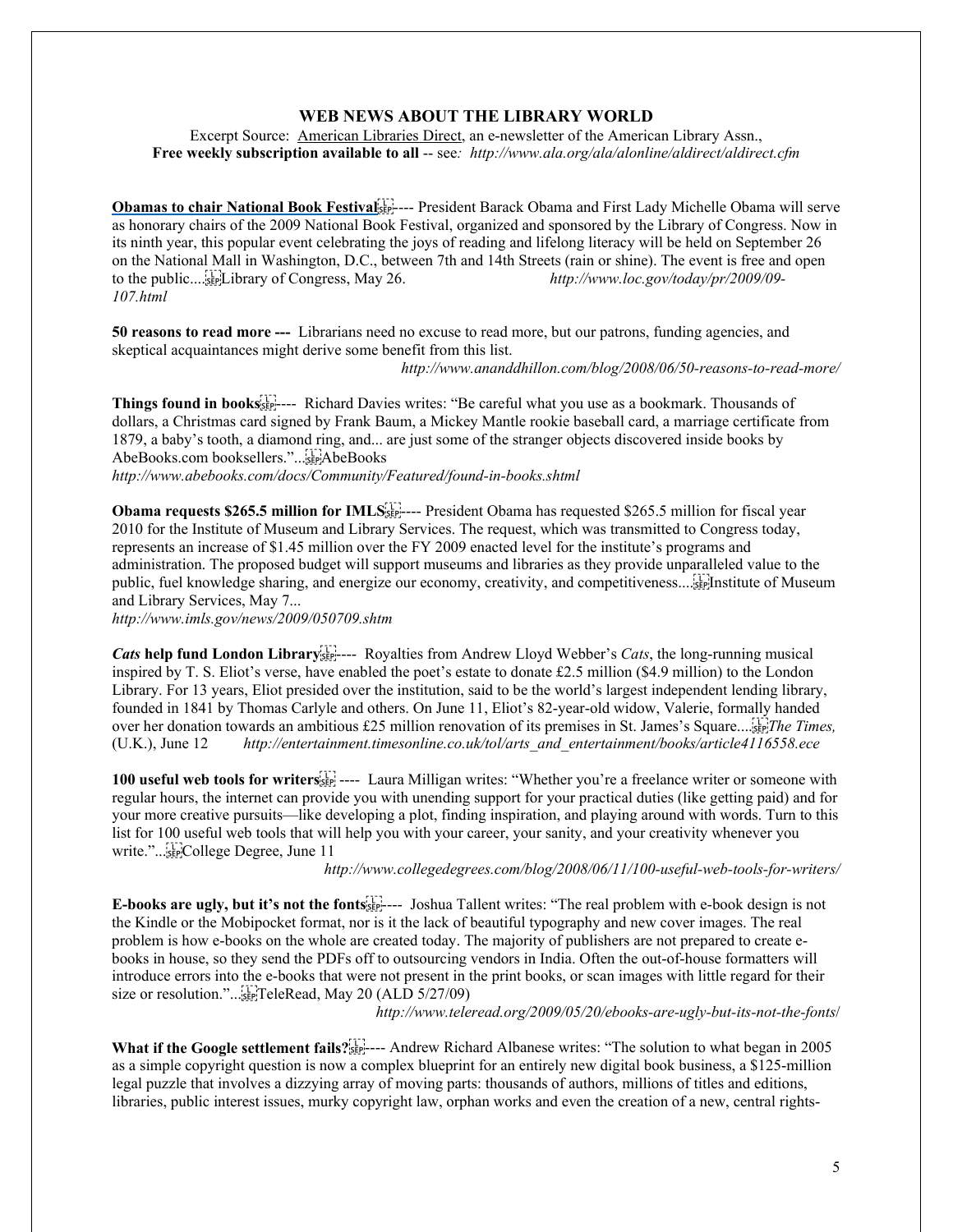## WEB NEWS ABOUT THE LIBRARY WORLD

Excerpt Source: American Libraries Direct, an e-newsletter of the American Library Assn.,
**Free weekly subscription available to all** -- see*: http://www.ala.org/ala/alonline/aldirect/aldirect.cfm*

**Obamas to chair National Book Festival** ---- President Barack Obama and First Lady Michelle Obama will serve as honorary chairs of the 2009 National Book Festival, organized and sponsored by the Library of Congress. Now in its ninth year, this popular event celebrating the joys of reading and lifelong literacy will be held on September 26 on the National Mall in Washington, D.C., between 7th and 14th Streets (rain or shine). The event is free and open to the public.... Library of Congress, May 26. *http://www.loc.gov/today/pr/2009/09-107.html*

**50 reasons to read more ---** Librarians need no excuse to read more, but our patrons, funding agencies, and skeptical acquaintances might derive some benefit from this list.
*http://www.ananddhillon.com/blog/2008/06/50-reasons-to-read-more/*

**Things found in books** ---- Richard Davies writes: "Be careful what you use as a bookmark. Thousands of dollars, a Christmas card signed by Frank Baum, a Mickey Mantle rookie baseball card, a marriage certificate from 1879, a baby's tooth, a diamond ring, and... are just some of the stranger objects discovered inside books by AbeBooks.com booksellers."... AbeBooks
*http://www.abebooks.com/docs/Community/Featured/found-in-books.shtml*

**Obama requests $265.5 million for IMLS** ---- President Obama has requested $265.5 million for fiscal year 2010 for the Institute of Museum and Library Services. The request, which was transmitted to Congress today, represents an increase of $1.45 million over the FY 2009 enacted level for the institute's programs and administration. The proposed budget will support museums and libraries as they provide unparalleled value to the public, fuel knowledge sharing, and energize our economy, creativity, and competitiveness.... Institute of Museum and Library Services, May 7...
*http://www.imls.gov/news/2009/050709.shtm*

***Cats* help fund London Library** ---- Royalties from Andrew Lloyd Webber's *Cats*, the long-running musical inspired by T. S. Eliot's verse, have enabled the poet's estate to donate £2.5 million ($4.9 million) to the London Library. For 13 years, Eliot presided over the institution, said to be the world's largest independent lending library, founded in 1841 by Thomas Carlyle and others. On June 11, Eliot's 82-year-old widow, Valerie, formally handed over her donation towards an ambitious £25 million renovation of its premises in St. James's Square.... *The Times,* (U.K.), June 12 *http://entertainment.timesonline.co.uk/tol/arts_and_entertainment/books/article4116558.ece*

**100 useful web tools for writers** ---- Laura Milligan writes: "Whether you're a freelance writer or someone with regular hours, the internet can provide you with unending support for your practical duties (like getting paid) and for your more creative pursuits—like developing a plot, finding inspiration, and playing around with words. Turn to this list for 100 useful web tools that will help you with your career, your sanity, and your creativity whenever you write."... College Degree, June 11
*http://www.collegedegrees.com/blog/2008/06/11/100-useful-web-tools-for-writers/*

**E-books are ugly, but it's not the fonts** ---- Joshua Tallent writes: "The real problem with e-book design is not the Kindle or the Mobipocket format, nor is it the lack of beautiful typography and new cover images. The real problem is how e-books on the whole are created today. The majority of publishers are not prepared to create e-books in house, so they send the PDFs off to outsourcing vendors in India. Often the out-of-house formatters will introduce errors into the e-books that were not present in the print books, or scan images with little regard for their size or resolution."... TeleRead, May 20 (ALD 5/27/09)
*http://www.teleread.org/2009/05/20/ebooks-are-ugly-but-its-not-the-fonts/*

**What if the Google settlement fails?** ---- Andrew Richard Albanese writes: "The solution to what began in 2005 as a simple copyright question is now a complex blueprint for an entirely new digital book business, a $125-million legal puzzle that involves a dizzying array of moving parts: thousands of authors, millions of titles and editions, libraries, public interest issues, murky copyright law, orphan works and even the creation of a new, central rights-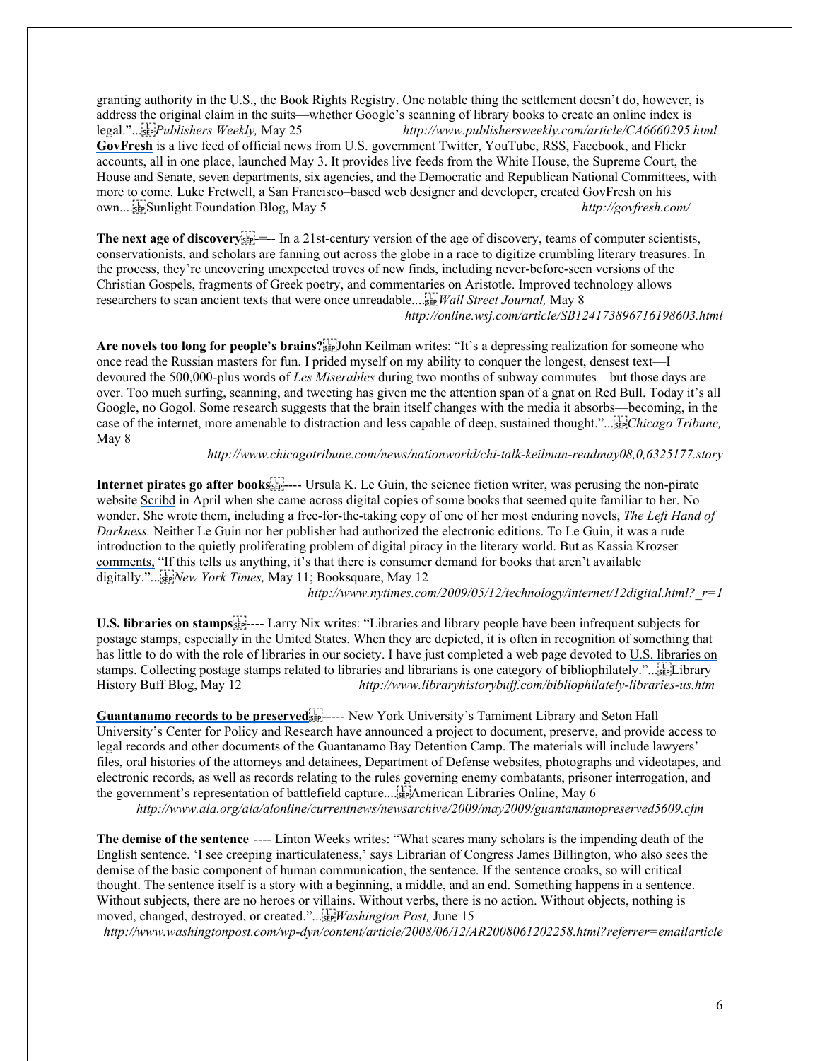granting authority in the U.S., the Book Rights Registry. One notable thing the settlement doesn't do, however, is address the original claim in the suits—whether Google's scanning of library books to create an online index is legal."... *Publishers Weekly,* May 25 *http://www.publishersweekly.com/article/CA6660295.html*

**GovFresh** is a live feed of official news from U.S. government Twitter, YouTube, RSS, Facebook, and Flickr accounts, all in one place, launched May 3. It provides live feeds from the White House, the Supreme Court, the House and Senate, seven departments, six agencies, and the Democratic and Republican National Committees, with more to come. Luke Fretwell, a San Francisco–based web designer and developer, created GovFresh on his own.... Sunlight Foundation Blog, May 5 *http://govfresh.com/*

**The next age of discovery** =-- In a 21st-century version of the age of discovery, teams of computer scientists, conservationists, and scholars are fanning out across the globe in a race to digitize crumbling literary treasures. In the process, they're uncovering unexpected troves of new finds, including never-before-seen versions of the Christian Gospels, fragments of Greek poetry, and commentaries on Aristotle. Improved technology allows researchers to scan ancient texts that were once unreadable.... *Wall Street Journal,* May 8
*http://online.wsj.com/article/SB124173896716198603.html*

**Are novels too long for people's brains?** John Keilman writes: "It's a depressing realization for someone who once read the Russian masters for fun. I prided myself on my ability to conquer the longest, densest text—I devoured the 500,000-plus words of *Les Miserables* during two months of subway commutes—but those days are over. Too much surfing, scanning, and tweeting has given me the attention span of a gnat on Red Bull. Today it's all Google, no Gogol. Some research suggests that the brain itself changes with the media it absorbs—becoming, in the case of the internet, more amenable to distraction and less capable of deep, sustained thought."... *Chicago Tribune,* May 8
*http://www.chicagotribune.com/news/nationworld/chi-talk-keilman-readmay08,0,6325177.story*

**Internet pirates go after books** ---- Ursula K. Le Guin, the science fiction writer, was perusing the non-pirate website Scribd in April when she came across digital copies of some books that seemed quite familiar to her. No wonder. She wrote them, including a free-for-the-taking copy of one of her most enduring novels, *The Left Hand of Darkness.* Neither Le Guin nor her publisher had authorized the electronic editions. To Le Guin, it was a rude introduction to the quietly proliferating problem of digital piracy in the literary world. But as Kassia Krozser comments, "If this tells us anything, it's that there is consumer demand for books that aren't available digitally."... *New York Times,* May 11; Booksquare, May 12
*http://www.nytimes.com/2009/05/12/technology/internet/12digital.html?_r=1*

**U.S. libraries on stamps** ---- Larry Nix writes: "Libraries and library people have been infrequent subjects for postage stamps, especially in the United States. When they are depicted, it is often in recognition of something that has little to do with the role of libraries in our society. I have just completed a web page devoted to U.S. libraries on stamps. Collecting postage stamps related to libraries and librarians is one category of bibliophilately."... Library History Buff Blog, May 12 *http://www.libraryhistorybuff.com/bibliophilately-libraries-us.htm*

**Guantanamo records to be preserved** ----- New York University's Tamiment Library and Seton Hall University's Center for Policy and Research have announced a project to document, preserve, and provide access to legal records and other documents of the Guantanamo Bay Detention Camp. The materials will include lawyers' files, oral histories of the attorneys and detainees, Department of Defense websites, photographs and videotapes, and electronic records, as well as records relating to the rules governing enemy combatants, prisoner interrogation, and the government's representation of battlefield capture.... American Libraries Online, May 6
*http://www.ala.org/ala/alonline/currentnews/newsarchive/2009/may2009/guantanamopreserved5609.cfm*

**The demise of the sentence** ---- Linton Weeks writes: "What scares many scholars is the impending death of the English sentence. 'I see creeping inarticulateness,' says Librarian of Congress James Billington, who also sees the demise of the basic component of human communication, the sentence. If the sentence croaks, so will critical thought. The sentence itself is a story with a beginning, a middle, and an end. Something happens in a sentence. Without subjects, there are no heroes or villains. Without verbs, there is no action. Without objects, nothing is moved, changed, destroyed, or created."... *Washington Post,* June 15
*http://www.washingtonpost.com/wp-dyn/content/article/2008/06/12/AR2008061202258.html?referrer=emailarticle*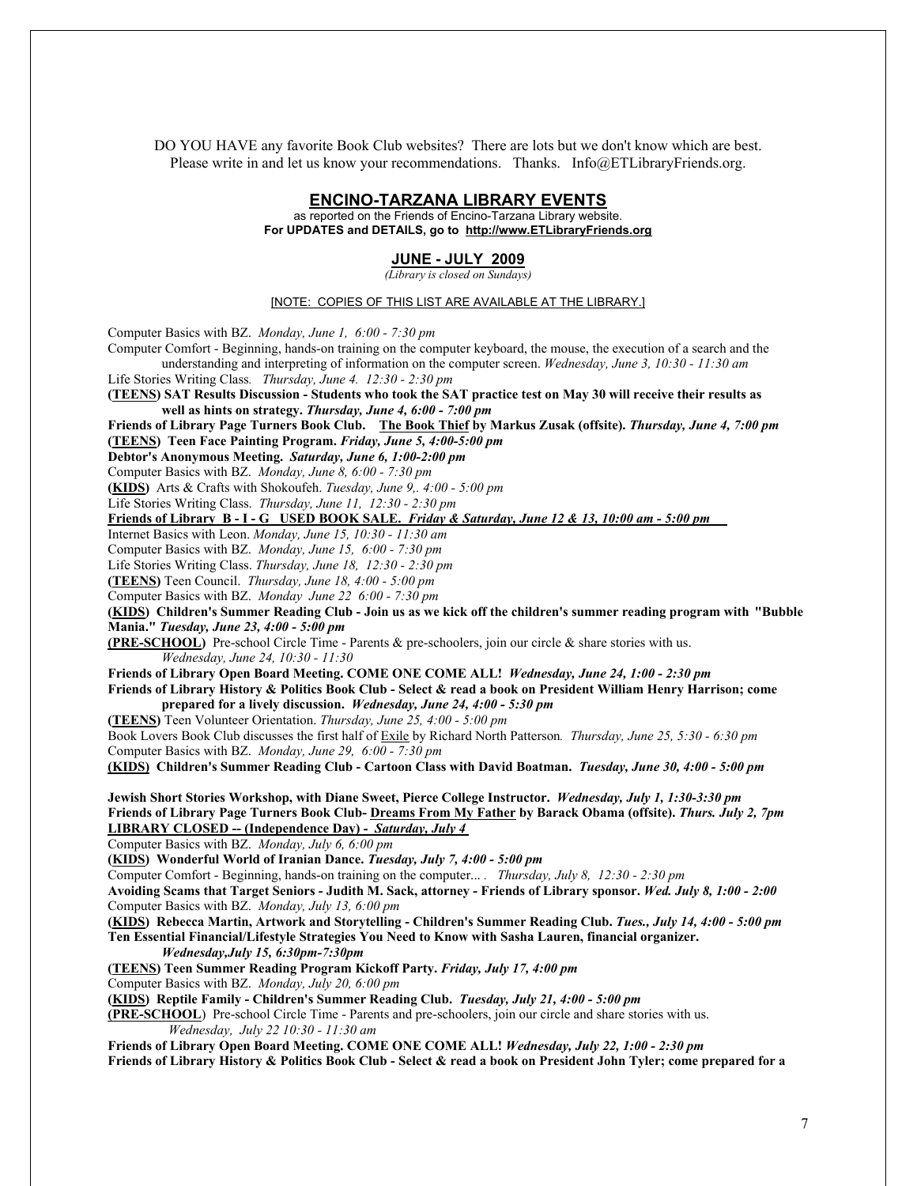DO YOU HAVE any favorite Book Club websites? There are lots but we don't know which are best. Please write in and let us know your recommendations. Thanks. Info@ETLibraryFriends.org.

## ENCINO-TARZANA LIBRARY EVENTS

as reported on the Friends of Encino-Tarzana Library website.
**For UPDATES and DETAILS, go to http://www.ETLibraryFriends.org**

### JUNE - JULY 2009

*(Library is closed on Sundays)*

[NOTE: COPIES OF THIS LIST ARE AVAILABLE AT THE LIBRARY.]

Computer Basics with BZ. *Monday, June 1, 6:00 - 7:30 pm*

Computer Comfort - Beginning, hands-on training on the computer keyboard, the mouse, the execution of a search and the understanding and interpreting of information on the computer screen. *Wednesday, June 3, 10:30 - 11:30 am*

Life Stories Writing Class*. Thursday, June 4. 12:30 - 2:30 pm*

**(TEENS) SAT Results Discussion - Students who took the SAT practice test on May 30 will receive their results as well as hints on strategy.** ***Thursday, June 4, 6:00 - 7:00 pm***

**Friends of Library Page Turners Book Club. The Book Thief by Markus Zusak (offsite).** ***Thursday, June 4, 7:00 pm***

**(TEENS) Teen Face Painting Program.** ***Friday, June 5, 4:00-5:00 pm***

**Debtor's Anonymous Meeting.** ***Saturday, June 6, 1:00-2:00 pm***

Computer Basics with BZ. *Monday, June 8, 6:00 - 7:30 pm*

**(KIDS)** Arts & Crafts with Shokoufeh. *Tuesday, June 9,. 4:00 - 5:00 pm*

Life Stories Writing Class. *Thursday, June 11, 12:30 - 2:30 pm*

**Friends of Library B - I - G USED BOOK SALE.** ***Friday & Saturday, June 12 & 13, 10:00 am - 5:00 pm***

Internet Basics with Leon. *Monday, June 15, 10:30 - 11:30 am*

Computer Basics with BZ. *Monday, June 15, 6:00 - 7:30 pm*

Life Stories Writing Class. *Thursday, June 18, 12:30 - 2:30 pm*

**(TEENS)** Teen Council. *Thursday, June 18, 4:00 - 5:00 pm*

Computer Basics with BZ. *Monday June 22 6:00 - 7:30 pm*

**(KIDS) Children's Summer Reading Club - Join us as we kick off the children's summer reading program with "Bubble Mania."** ***Tuesday, June 23, 4:00 - 5:00 pm***

**(PRE-SCHOOL)** Pre-school Circle Time - Parents & pre-schoolers, join our circle & share stories with us. *Wednesday, June 24, 10:30 - 11:30*

**Friends of Library Open Board Meeting. COME ONE COME ALL!** ***Wednesday, June 24, 1:00 - 2:30 pm***

**Friends of Library History & Politics Book Club - Select & read a book on President William Henry Harrison; come prepared for a lively discussion.** ***Wednesday, June 24, 4:00 - 5:30 pm***

**(TEENS)** Teen Volunteer Orientation. *Thursday, June 25, 4:00 - 5:00 pm*

Book Lovers Book Club discusses the first half of Exile by Richard North Patterson*. Thursday, June 25, 5:30 - 6:30 pm*

Computer Basics with BZ. *Monday, June 29, 6:00 - 7:30 pm*

**(KIDS) Children's Summer Reading Club - Cartoon Class with David Boatman.** ***Tuesday, June 30, 4:00 - 5:00 pm***

**Jewish Short Stories Workshop, with Diane Sweet, Pierce College Instructor.** ***Wednesday, July 1, 1:30-3:30 pm***

**Friends of Library Page Turners Book Club- Dreams From My Father by Barack Obama (offsite).** ***Thurs. July 2, 7pm***

**LIBRARY CLOSED -- (Independence Day) -** ***Saturday, July 4***

Computer Basics with BZ. *Monday, July 6, 6:00 pm*

**(KIDS) Wonderful World of Iranian Dance.** ***Tuesday, July 7, 4:00 - 5:00 pm***

Computer Comfort - Beginning, hands-on training on the computer... . *Thursday, July 8, 12:30 - 2:30 pm*

**Avoiding Scams that Target Seniors - Judith M. Sack, attorney - Friends of Library sponsor.** ***Wed. July 8, 1:00 - 2:00***

Computer Basics with BZ. *Monday, July 13, 6:00 pm*

**(KIDS) Rebecca Martin, Artwork and Storytelling - Children's Summer Reading Club.** ***Tues., July 14, 4:00 - 5:00 pm***

**Ten Essential Financial/Lifestyle Strategies You Need to Know with Sasha Lauren, financial organizer.** ***Wednesday,July 15, 6:30pm-7:30pm***

**(TEENS) Teen Summer Reading Program Kickoff Party.** ***Friday, July 17, 4:00 pm***

Computer Basics with BZ. *Monday, July 20, 6:00 pm*

**(KIDS) Reptile Family - Children's Summer Reading Club.** ***Tuesday, July 21, 4:00 - 5:00 pm***

**(PRE-SCHOOL**) Pre-school Circle Time - Parents and pre-schoolers, join our circle and share stories with us. *Wednesday, July 22 10:30 - 11:30 am*

**Friends of Library Open Board Meeting. COME ONE COME ALL!** ***Wednesday, July 22, 1:00 - 2:30 pm***

**Friends of Library History & Politics Book Club - Select & read a book on President John Tyler; come prepared for a**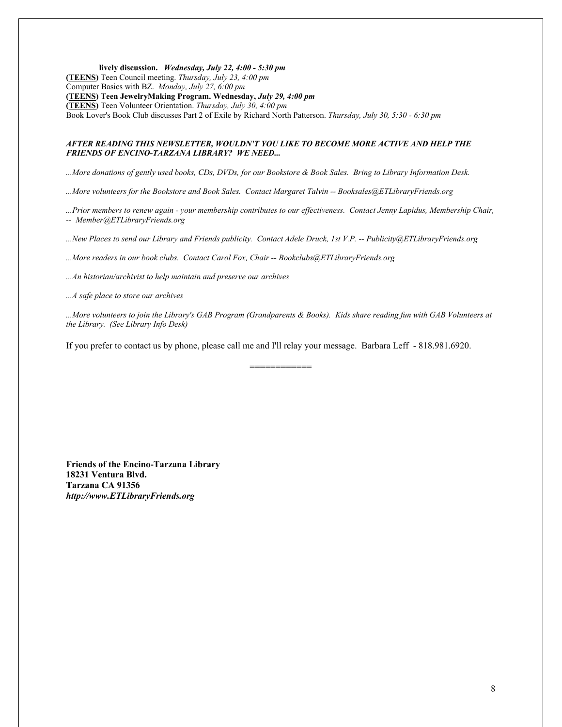**lively discussion.** ***Wednesday, July 22, 4:00 - 5:30 pm***
**(<u>TEENS</u>)** Teen Council meeting. *Thursday, July 23, 4:00 pm*
Computer Basics with BZ. *Monday, July 27, 6:00 pm*
**(<u>TEENS</u>) Teen JewelryMaking Program. Wednesday,** ***July 29, 4:00 pm***
**(<u>TEENS</u>)** Teen Volunteer Orientation. *Thursday, July 30, 4:00 pm*
Book Lover's Book Club discusses Part 2 of <u>Exile</u> by Richard North Patterson. *Thursday, July 30, 5:30 - 6:30 pm*

***AFTER READING THIS NEWSLETTER, WOULDN'T YOU LIKE TO BECOME MORE ACTIVE AND HELP THE FRIENDS OF ENCINO-TARZANA LIBRARY? WE NEED...***

*...More donations of gently used books, CDs, DVDs, for our Bookstore & Book Sales. Bring to Library Information Desk.*

*...More volunteers for the Bookstore and Book Sales. Contact Margaret Talvin -- Booksales@ETLibraryFriends.org*

*...Prior members to renew again - your membership contributes to our effectiveness. Contact Jenny Lapidus, Membership Chair, -- Member@ETLibraryFriends.org*

*...New Places to send our Library and Friends publicity. Contact Adele Druck, 1st V.P. -- Publicity@ETLibraryFriends.org*

*...More readers in our book clubs. Contact Carol Fox, Chair -- Bookclubs@ETLibraryFriends.org*

*...An historian/archivist to help maintain and preserve our archives*

*...A safe place to store our archives*

*...More volunteers to join the Library's GAB Program (Grandparents & Books). Kids share reading fun with GAB Volunteers at the Library. (See Library Info Desk)*

If you prefer to contact us by phone, please call me and I'll relay your message. Barbara Leff - 818.981.6920.

===========

**Friends of the Encino-Tarzana Library**
**18231 Ventura Blvd.**
**Tarzana CA 91356**
***http://www.ETLibraryFriends.org***